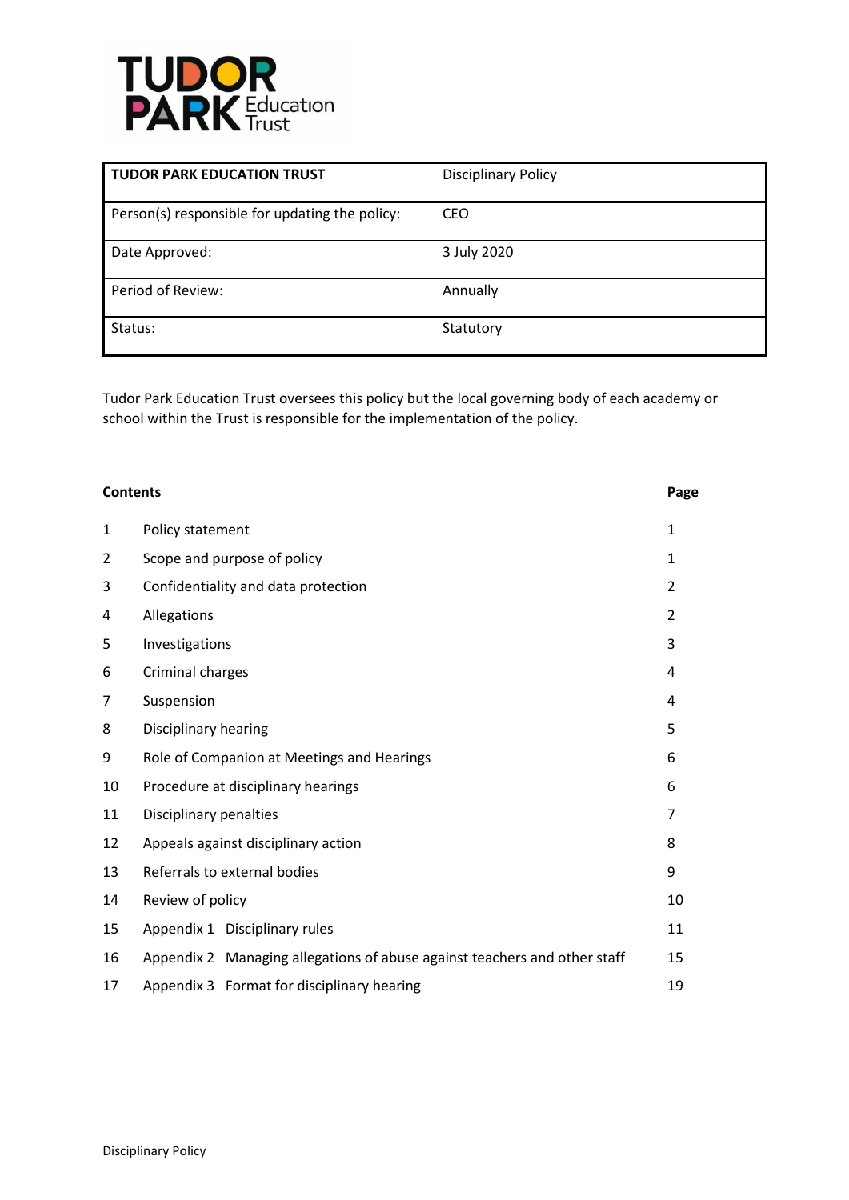| TUDOR PARK EDUCATION TRUST | Disciplinary Policy |
|---|---|
| Person(s) responsible for updating the policy: | CEO |
| Date Approved: | 3 July 2020 |
| Period of Review: | Annually |
| Status: | Statutory |

Tudor Park Education Trust oversees this policy but the local governing body of each academy or school within the Trust is responsible for the implementation of the policy.

**Contents**

| | Contents | Page |
|---|---|---|
| 1 | Policy statement | 1 |
| 2 | Scope and purpose of policy | 1 |
| 3 | Confidentiality and data protection | 2 |
| 4 | Allegations | 2 |
| 5 | Investigations | 3 |
| 6 | Criminal charges | 4 |
| 7 | Suspension | 4 |
| 8 | Disciplinary hearing | 5 |
| 9 | Role of Companion at Meetings and Hearings | 6 |
| 10 | Procedure at disciplinary hearings | 6 |
| 11 | Disciplinary penalties | 7 |
| 12 | Appeals against disciplinary action | 8 |
| 13 | Referrals to external bodies | 9 |
| 14 | Review of policy | 10 |
| 15 | Appendix 1 Disciplinary rules | 11 |
| 16 | Appendix 2 Managing allegations of abuse against teachers and other staff | 15 |
| 17 | Appendix 3 Format for disciplinary hearing | 19 |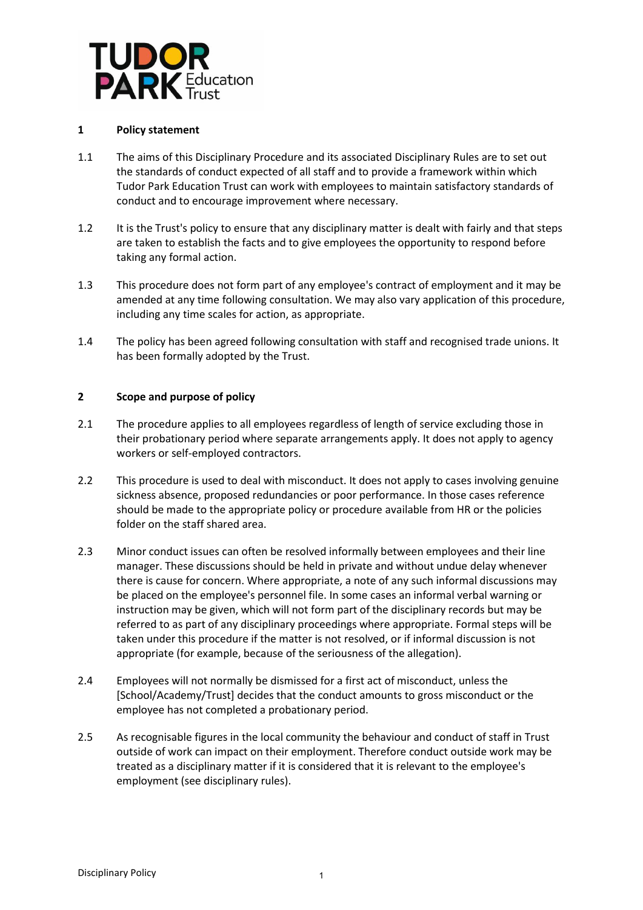## 1 Policy statement

1.1 The aims of this Disciplinary Procedure and its associated Disciplinary Rules are to set out the standards of conduct expected of all staff and to provide a framework within which Tudor Park Education Trust can work with employees to maintain satisfactory standards of conduct and to encourage improvement where necessary.

1.2 It is the Trust's policy to ensure that any disciplinary matter is dealt with fairly and that steps are taken to establish the facts and to give employees the opportunity to respond before taking any formal action.

1.3 This procedure does not form part of any employee's contract of employment and it may be amended at any time following consultation. We may also vary application of this procedure, including any time scales for action, as appropriate.

1.4 The policy has been agreed following consultation with staff and recognised trade unions. It has been formally adopted by the Trust.

## 2 Scope and purpose of policy

2.1 The procedure applies to all employees regardless of length of service excluding those in their probationary period where separate arrangements apply. It does not apply to agency workers or self-employed contractors.

2.2 This procedure is used to deal with misconduct. It does not apply to cases involving genuine sickness absence, proposed redundancies or poor performance. In those cases reference should be made to the appropriate policy or procedure available from HR or the policies folder on the staff shared area.

2.3 Minor conduct issues can often be resolved informally between employees and their line manager. These discussions should be held in private and without undue delay whenever there is cause for concern. Where appropriate, a note of any such informal discussions may be placed on the employee's personnel file. In some cases an informal verbal warning or instruction may be given, which will not form part of the disciplinary records but may be referred to as part of any disciplinary proceedings where appropriate. Formal steps will be taken under this procedure if the matter is not resolved, or if informal discussion is not appropriate (for example, because of the seriousness of the allegation).

2.4 Employees will not normally be dismissed for a first act of misconduct, unless the [School/Academy/Trust] decides that the conduct amounts to gross misconduct or the employee has not completed a probationary period.

2.5 As recognisable figures in the local community the behaviour and conduct of staff in Trust outside of work can impact on their employment. Therefore conduct outside work may be treated as a disciplinary matter if it is considered that it is relevant to the employee's employment (see disciplinary rules).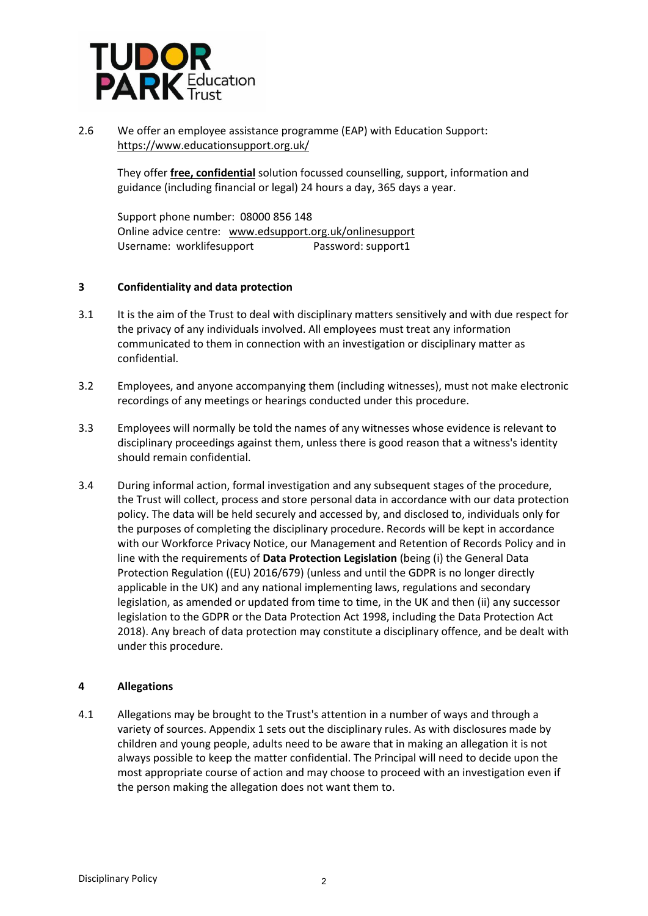2.6 We offer an employee assistance programme (EAP) with Education Support: https://www.educationsupport.org.uk/

They offer **free, confidential** solution focussed counselling, support, information and guidance (including financial or legal) 24 hours a day, 365 days a year.

Support phone number: 08000 856 148
Online advice centre: www.edsupport.org.uk/onlinesupport
Username: worklifesupport Password: support1

## 3 Confidentiality and data protection

3.1 It is the aim of the Trust to deal with disciplinary matters sensitively and with due respect for the privacy of any individuals involved. All employees must treat any information communicated to them in connection with an investigation or disciplinary matter as confidential.

3.2 Employees, and anyone accompanying them (including witnesses), must not make electronic recordings of any meetings or hearings conducted under this procedure.

3.3 Employees will normally be told the names of any witnesses whose evidence is relevant to disciplinary proceedings against them, unless there is good reason that a witness's identity should remain confidential.

3.4 During informal action, formal investigation and any subsequent stages of the procedure, the Trust will collect, process and store personal data in accordance with our data protection policy. The data will be held securely and accessed by, and disclosed to, individuals only for the purposes of completing the disciplinary procedure. Records will be kept in accordance with our Workforce Privacy Notice, our Management and Retention of Records Policy and in line with the requirements of **Data Protection Legislation** (being (i) the General Data Protection Regulation ((EU) 2016/679) (unless and until the GDPR is no longer directly applicable in the UK) and any national implementing laws, regulations and secondary legislation, as amended or updated from time to time, in the UK and then (ii) any successor legislation to the GDPR or the Data Protection Act 1998, including the Data Protection Act 2018). Any breach of data protection may constitute a disciplinary offence, and be dealt with under this procedure.

## 4 Allegations

4.1 Allegations may be brought to the Trust's attention in a number of ways and through a variety of sources. Appendix 1 sets out the disciplinary rules. As with disclosures made by children and young people, adults need to be aware that in making an allegation it is not always possible to keep the matter confidential. The Principal will need to decide upon the most appropriate course of action and may choose to proceed with an investigation even if the person making the allegation does not want them to.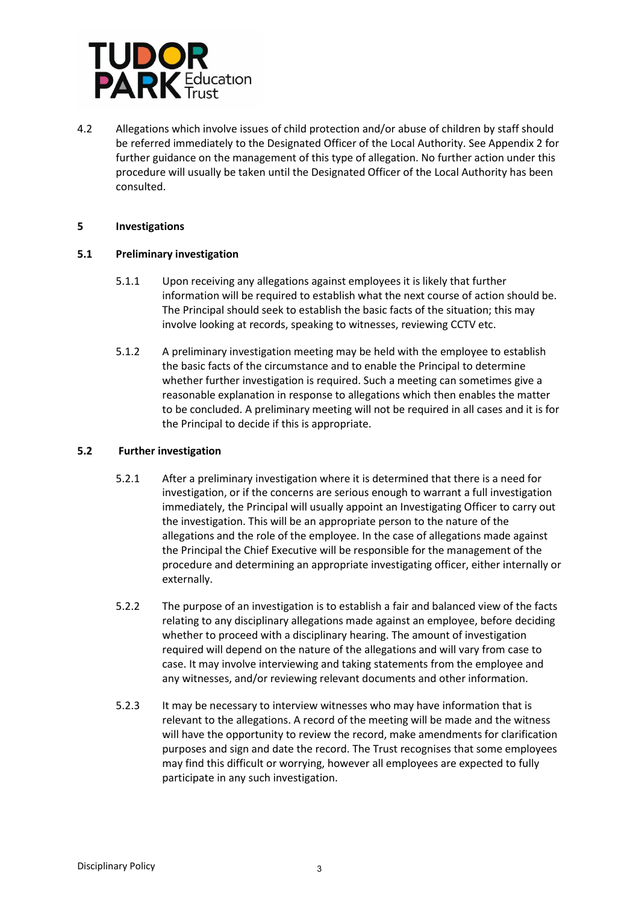4.2 Allegations which involve issues of child protection and/or abuse of children by staff should be referred immediately to the Designated Officer of the Local Authority. See Appendix 2 for further guidance on the management of this type of allegation. No further action under this procedure will usually be taken until the Designated Officer of the Local Authority has been consulted.

## 5 Investigations

### 5.1 Preliminary investigation

5.1.1 Upon receiving any allegations against employees it is likely that further information will be required to establish what the next course of action should be. The Principal should seek to establish the basic facts of the situation; this may involve looking at records, speaking to witnesses, reviewing CCTV etc.

5.1.2 A preliminary investigation meeting may be held with the employee to establish the basic facts of the circumstance and to enable the Principal to determine whether further investigation is required. Such a meeting can sometimes give a reasonable explanation in response to allegations which then enables the matter to be concluded. A preliminary meeting will not be required in all cases and it is for the Principal to decide if this is appropriate.

### 5.2 Further investigation

5.2.1 After a preliminary investigation where it is determined that there is a need for investigation, or if the concerns are serious enough to warrant a full investigation immediately, the Principal will usually appoint an Investigating Officer to carry out the investigation. This will be an appropriate person to the nature of the allegations and the role of the employee. In the case of allegations made against the Principal the Chief Executive will be responsible for the management of the procedure and determining an appropriate investigating officer, either internally or externally.

5.2.2 The purpose of an investigation is to establish a fair and balanced view of the facts relating to any disciplinary allegations made against an employee, before deciding whether to proceed with a disciplinary hearing. The amount of investigation required will depend on the nature of the allegations and will vary from case to case. It may involve interviewing and taking statements from the employee and any witnesses, and/or reviewing relevant documents and other information.

5.2.3 It may be necessary to interview witnesses who may have information that is relevant to the allegations. A record of the meeting will be made and the witness will have the opportunity to review the record, make amendments for clarification purposes and sign and date the record. The Trust recognises that some employees may find this difficult or worrying, however all employees are expected to fully participate in any such investigation.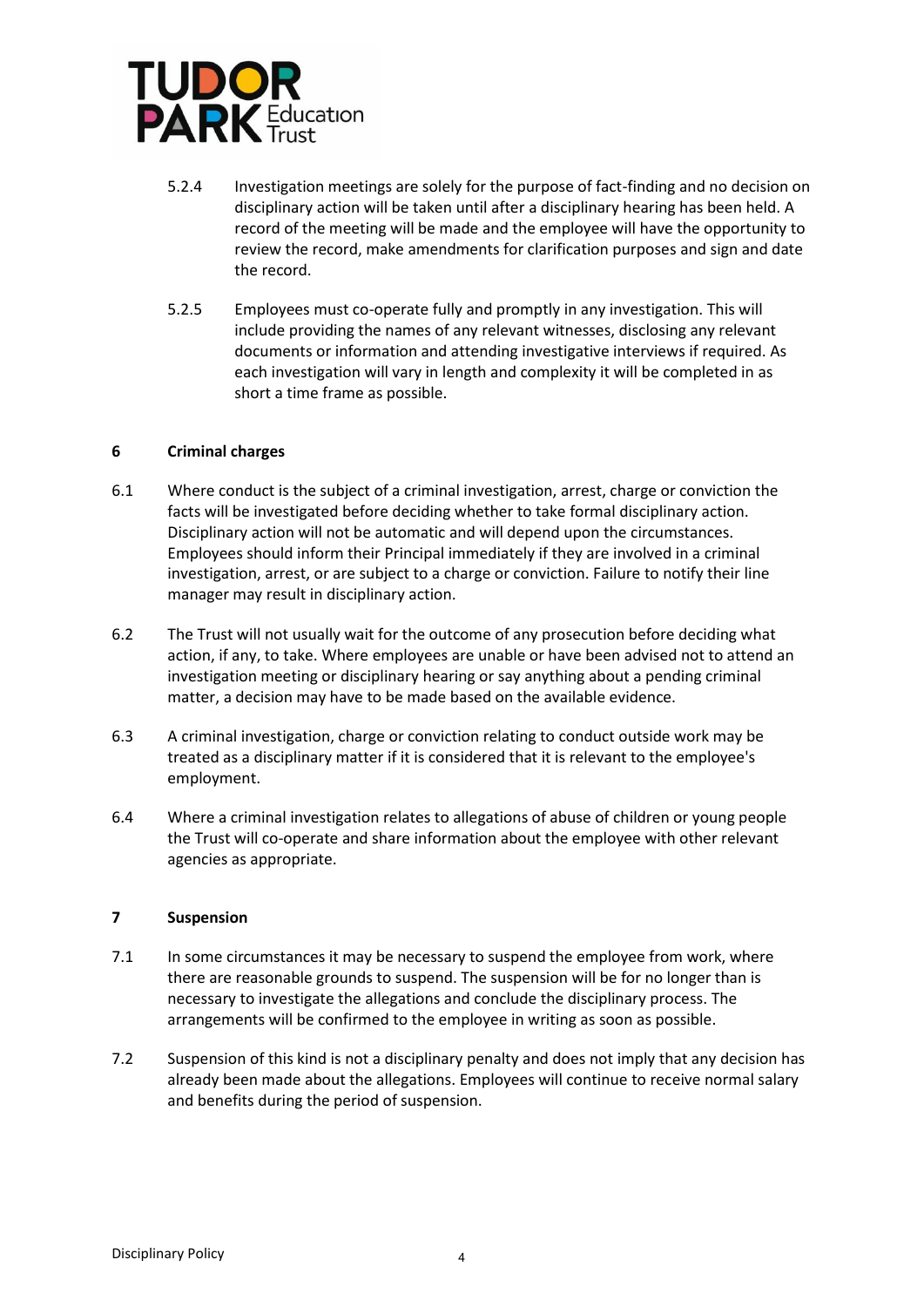5.2.4 Investigation meetings are solely for the purpose of fact-finding and no decision on disciplinary action will be taken until after a disciplinary hearing has been held. A record of the meeting will be made and the employee will have the opportunity to review the record, make amendments for clarification purposes and sign and date the record.

5.2.5 Employees must co-operate fully and promptly in any investigation. This will include providing the names of any relevant witnesses, disclosing any relevant documents or information and attending investigative interviews if required. As each investigation will vary in length and complexity it will be completed in as short a time frame as possible.

## 6 Criminal charges

6.1 Where conduct is the subject of a criminal investigation, arrest, charge or conviction the facts will be investigated before deciding whether to take formal disciplinary action. Disciplinary action will not be automatic and will depend upon the circumstances. Employees should inform their Principal immediately if they are involved in a criminal investigation, arrest, or are subject to a charge or conviction. Failure to notify their line manager may result in disciplinary action.

6.2 The Trust will not usually wait for the outcome of any prosecution before deciding what action, if any, to take. Where employees are unable or have been advised not to attend an investigation meeting or disciplinary hearing or say anything about a pending criminal matter, a decision may have to be made based on the available evidence.

6.3 A criminal investigation, charge or conviction relating to conduct outside work may be treated as a disciplinary matter if it is considered that it is relevant to the employee's employment.

6.4 Where a criminal investigation relates to allegations of abuse of children or young people the Trust will co-operate and share information about the employee with other relevant agencies as appropriate.

## 7 Suspension

7.1 In some circumstances it may be necessary to suspend the employee from work, where there are reasonable grounds to suspend. The suspension will be for no longer than is necessary to investigate the allegations and conclude the disciplinary process. The arrangements will be confirmed to the employee in writing as soon as possible.

7.2 Suspension of this kind is not a disciplinary penalty and does not imply that any decision has already been made about the allegations. Employees will continue to receive normal salary and benefits during the period of suspension.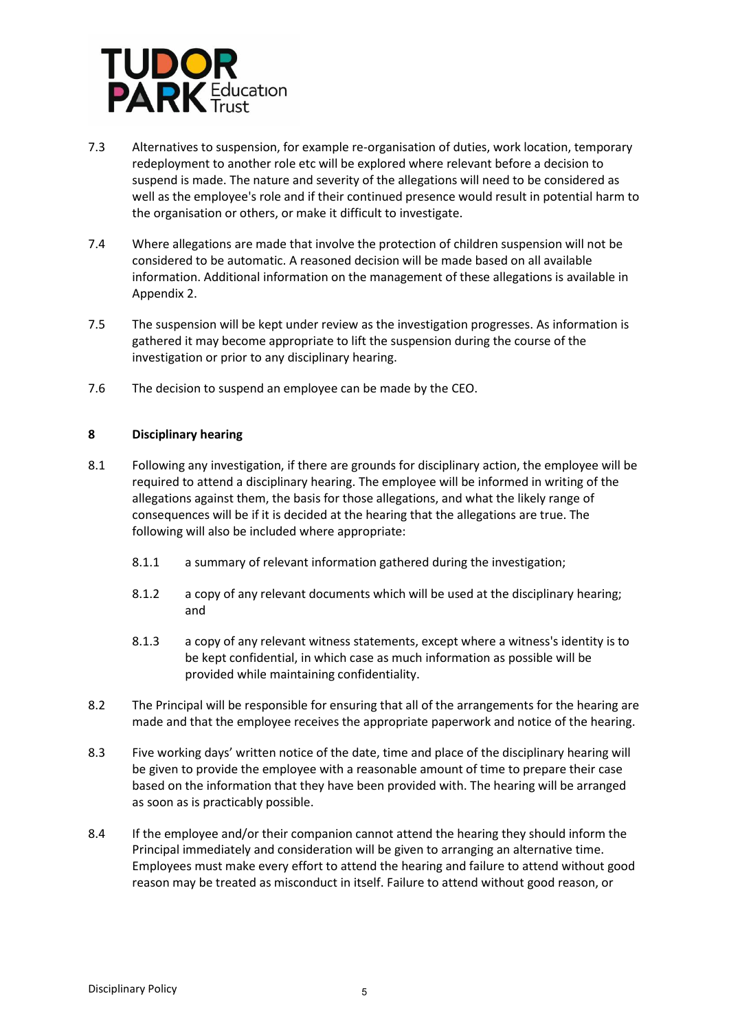7.3 Alternatives to suspension, for example re-organisation of duties, work location, temporary redeployment to another role etc will be explored where relevant before a decision to suspend is made. The nature and severity of the allegations will need to be considered as well as the employee's role and if their continued presence would result in potential harm to the organisation or others, or make it difficult to investigate.

7.4 Where allegations are made that involve the protection of children suspension will not be considered to be automatic. A reasoned decision will be made based on all available information. Additional information on the management of these allegations is available in Appendix 2.

7.5 The suspension will be kept under review as the investigation progresses. As information is gathered it may become appropriate to lift the suspension during the course of the investigation or prior to any disciplinary hearing.

7.6 The decision to suspend an employee can be made by the CEO.

## 8 Disciplinary hearing

8.1 Following any investigation, if there are grounds for disciplinary action, the employee will be required to attend a disciplinary hearing. The employee will be informed in writing of the allegations against them, the basis for those allegations, and what the likely range of consequences will be if it is decided at the hearing that the allegations are true. The following will also be included where appropriate:

- 8.1.1 a summary of relevant information gathered during the investigation;
- 8.1.2 a copy of any relevant documents which will be used at the disciplinary hearing; and
- 8.1.3 a copy of any relevant witness statements, except where a witness's identity is to be kept confidential, in which case as much information as possible will be provided while maintaining confidentiality.

8.2 The Principal will be responsible for ensuring that all of the arrangements for the hearing are made and that the employee receives the appropriate paperwork and notice of the hearing.

8.3 Five working days' written notice of the date, time and place of the disciplinary hearing will be given to provide the employee with a reasonable amount of time to prepare their case based on the information that they have been provided with. The hearing will be arranged as soon as is practicably possible.

8.4 If the employee and/or their companion cannot attend the hearing they should inform the Principal immediately and consideration will be given to arranging an alternative time. Employees must make every effort to attend the hearing and failure to attend without good reason may be treated as misconduct in itself. Failure to attend without good reason, or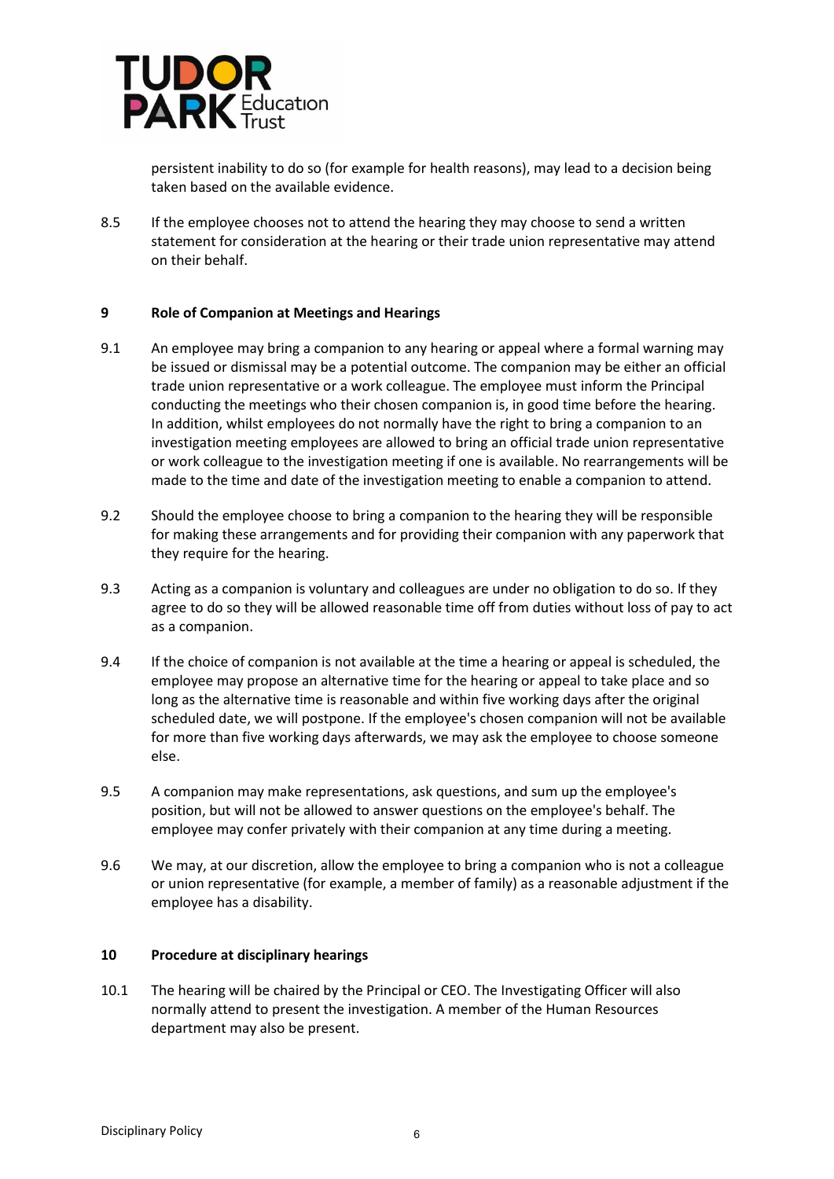persistent inability to do so (for example for health reasons), may lead to a decision being taken based on the available evidence.

8.5 If the employee chooses not to attend the hearing they may choose to send a written statement for consideration at the hearing or their trade union representative may attend on their behalf.

## 9 Role of Companion at Meetings and Hearings

9.1 An employee may bring a companion to any hearing or appeal where a formal warning may be issued or dismissal may be a potential outcome. The companion may be either an official trade union representative or a work colleague. The employee must inform the Principal conducting the meetings who their chosen companion is, in good time before the hearing. In addition, whilst employees do not normally have the right to bring a companion to an investigation meeting employees are allowed to bring an official trade union representative or work colleague to the investigation meeting if one is available. No rearrangements will be made to the time and date of the investigation meeting to enable a companion to attend.

9.2 Should the employee choose to bring a companion to the hearing they will be responsible for making these arrangements and for providing their companion with any paperwork that they require for the hearing.

9.3 Acting as a companion is voluntary and colleagues are under no obligation to do so. If they agree to do so they will be allowed reasonable time off from duties without loss of pay to act as a companion.

9.4 If the choice of companion is not available at the time a hearing or appeal is scheduled, the employee may propose an alternative time for the hearing or appeal to take place and so long as the alternative time is reasonable and within five working days after the original scheduled date, we will postpone. If the employee's chosen companion will not be available for more than five working days afterwards, we may ask the employee to choose someone else.

9.5 A companion may make representations, ask questions, and sum up the employee's position, but will not be allowed to answer questions on the employee's behalf. The employee may confer privately with their companion at any time during a meeting.

9.6 We may, at our discretion, allow the employee to bring a companion who is not a colleague or union representative (for example, a member of family) as a reasonable adjustment if the employee has a disability.

## 10 Procedure at disciplinary hearings

10.1 The hearing will be chaired by the Principal or CEO. The Investigating Officer will also normally attend to present the investigation. A member of the Human Resources department may also be present.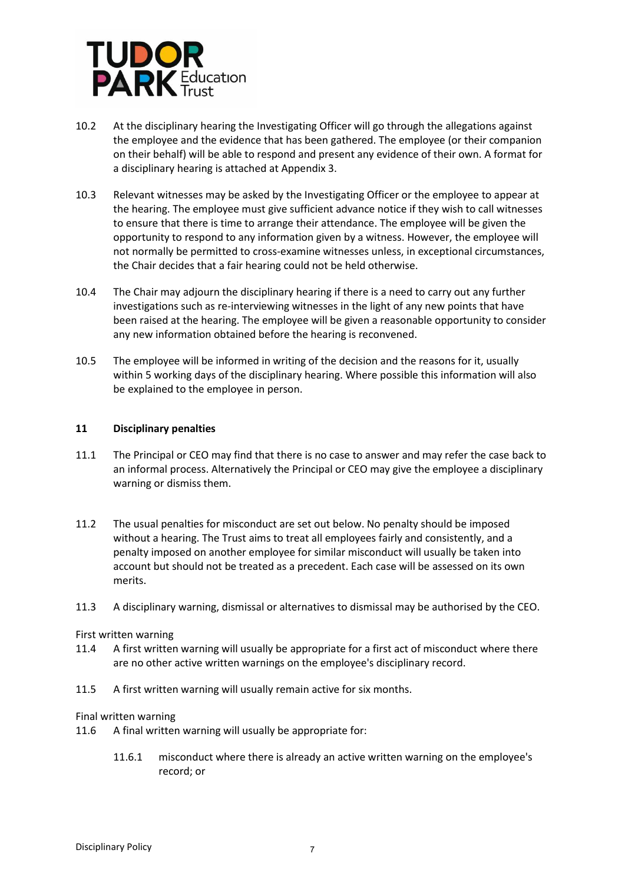10.2 At the disciplinary hearing the Investigating Officer will go through the allegations against the employee and the evidence that has been gathered. The employee (or their companion on their behalf) will be able to respond and present any evidence of their own. A format for a disciplinary hearing is attached at Appendix 3.

10.3 Relevant witnesses may be asked by the Investigating Officer or the employee to appear at the hearing. The employee must give sufficient advance notice if they wish to call witnesses to ensure that there is time to arrange their attendance. The employee will be given the opportunity to respond to any information given by a witness. However, the employee will not normally be permitted to cross-examine witnesses unless, in exceptional circumstances, the Chair decides that a fair hearing could not be held otherwise.

10.4 The Chair may adjourn the disciplinary hearing if there is a need to carry out any further investigations such as re-interviewing witnesses in the light of any new points that have been raised at the hearing. The employee will be given a reasonable opportunity to consider any new information obtained before the hearing is reconvened.

10.5 The employee will be informed in writing of the decision and the reasons for it, usually within 5 working days of the disciplinary hearing. Where possible this information will also be explained to the employee in person.

## 11 Disciplinary penalties

11.1 The Principal or CEO may find that there is no case to answer and may refer the case back to an informal process. Alternatively the Principal or CEO may give the employee a disciplinary warning or dismiss them.

11.2 The usual penalties for misconduct are set out below. No penalty should be imposed without a hearing. The Trust aims to treat all employees fairly and consistently, and a penalty imposed on another employee for similar misconduct will usually be taken into account but should not be treated as a precedent. Each case will be assessed on its own merits.

11.3 A disciplinary warning, dismissal or alternatives to dismissal may be authorised by the CEO.

First written warning

11.4 A first written warning will usually be appropriate for a first act of misconduct where there are no other active written warnings on the employee's disciplinary record.

11.5 A first written warning will usually remain active for six months.

Final written warning

11.6 A final written warning will usually be appropriate for:

11.6.1 misconduct where there is already an active written warning on the employee's record; or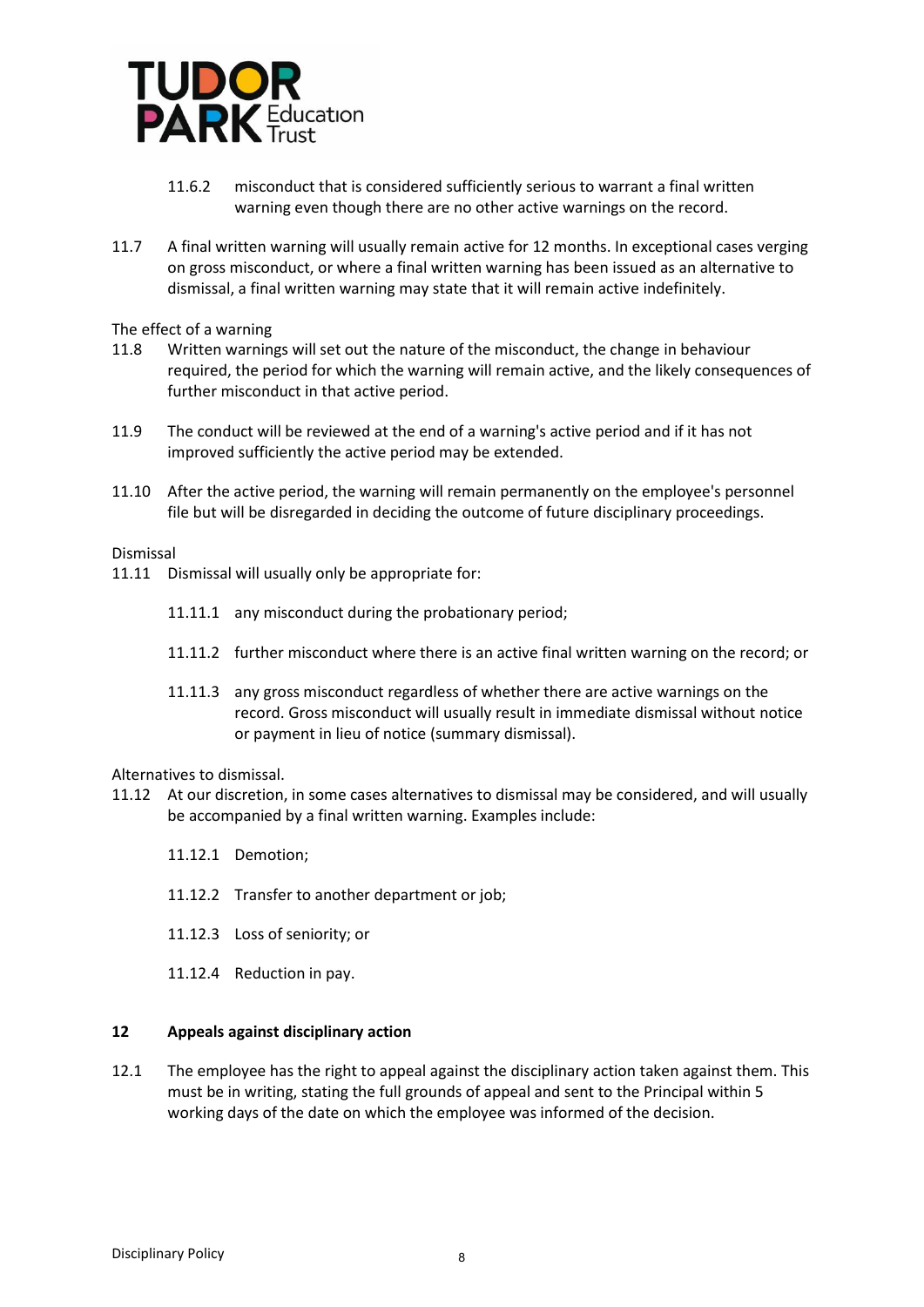11.6.2 misconduct that is considered sufficiently serious to warrant a final written warning even though there are no other active warnings on the record.

11.7 A final written warning will usually remain active for 12 months. In exceptional cases verging on gross misconduct, or where a final written warning has been issued as an alternative to dismissal, a final written warning may state that it will remain active indefinitely.

The effect of a warning

11.8 Written warnings will set out the nature of the misconduct, the change in behaviour required, the period for which the warning will remain active, and the likely consequences of further misconduct in that active period.

11.9 The conduct will be reviewed at the end of a warning's active period and if it has not improved sufficiently the active period may be extended.

11.10 After the active period, the warning will remain permanently on the employee's personnel file but will be disregarded in deciding the outcome of future disciplinary proceedings.

Dismissal

11.11 Dismissal will usually only be appropriate for:

11.11.1 any misconduct during the probationary period;

11.11.2 further misconduct where there is an active final written warning on the record; or

11.11.3 any gross misconduct regardless of whether there are active warnings on the record. Gross misconduct will usually result in immediate dismissal without notice or payment in lieu of notice (summary dismissal).

Alternatives to dismissal.

11.12 At our discretion, in some cases alternatives to dismissal may be considered, and will usually be accompanied by a final written warning. Examples include:

11.12.1 Demotion;

11.12.2 Transfer to another department or job;

11.12.3 Loss of seniority; or

11.12.4 Reduction in pay.

## 12 Appeals against disciplinary action

12.1 The employee has the right to appeal against the disciplinary action taken against them. This must be in writing, stating the full grounds of appeal and sent to the Principal within 5 working days of the date on which the employee was informed of the decision.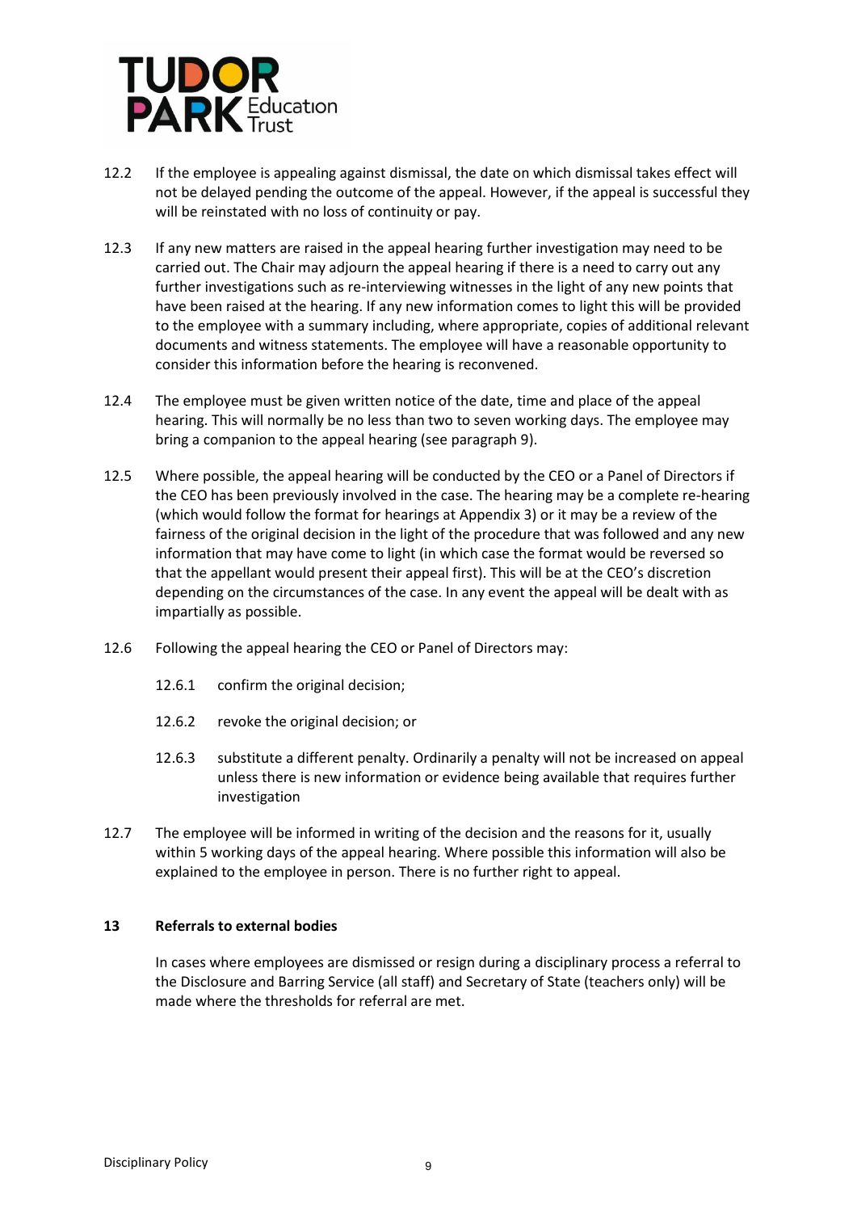12.2 If the employee is appealing against dismissal, the date on which dismissal takes effect will not be delayed pending the outcome of the appeal. However, if the appeal is successful they will be reinstated with no loss of continuity or pay.

12.3 If any new matters are raised in the appeal hearing further investigation may need to be carried out. The Chair may adjourn the appeal hearing if there is a need to carry out any further investigations such as re-interviewing witnesses in the light of any new points that have been raised at the hearing. If any new information comes to light this will be provided to the employee with a summary including, where appropriate, copies of additional relevant documents and witness statements. The employee will have a reasonable opportunity to consider this information before the hearing is reconvened.

12.4 The employee must be given written notice of the date, time and place of the appeal hearing. This will normally be no less than two to seven working days. The employee may bring a companion to the appeal hearing (see paragraph 9).

12.5 Where possible, the appeal hearing will be conducted by the CEO or a Panel of Directors if the CEO has been previously involved in the case. The hearing may be a complete re-hearing (which would follow the format for hearings at Appendix 3) or it may be a review of the fairness of the original decision in the light of the procedure that was followed and any new information that may have come to light (in which case the format would be reversed so that the appellant would present their appeal first). This will be at the CEO's discretion depending on the circumstances of the case. In any event the appeal will be dealt with as impartially as possible.

12.6 Following the appeal hearing the CEO or Panel of Directors may:

12.6.1 confirm the original decision;

12.6.2 revoke the original decision; or

12.6.3 substitute a different penalty. Ordinarily a penalty will not be increased on appeal unless there is new information or evidence being available that requires further investigation

12.7 The employee will be informed in writing of the decision and the reasons for it, usually within 5 working days of the appeal hearing. Where possible this information will also be explained to the employee in person. There is no further right to appeal.

## 13 Referrals to external bodies

In cases where employees are dismissed or resign during a disciplinary process a referral to the Disclosure and Barring Service (all staff) and Secretary of State (teachers only) will be made where the thresholds for referral are met.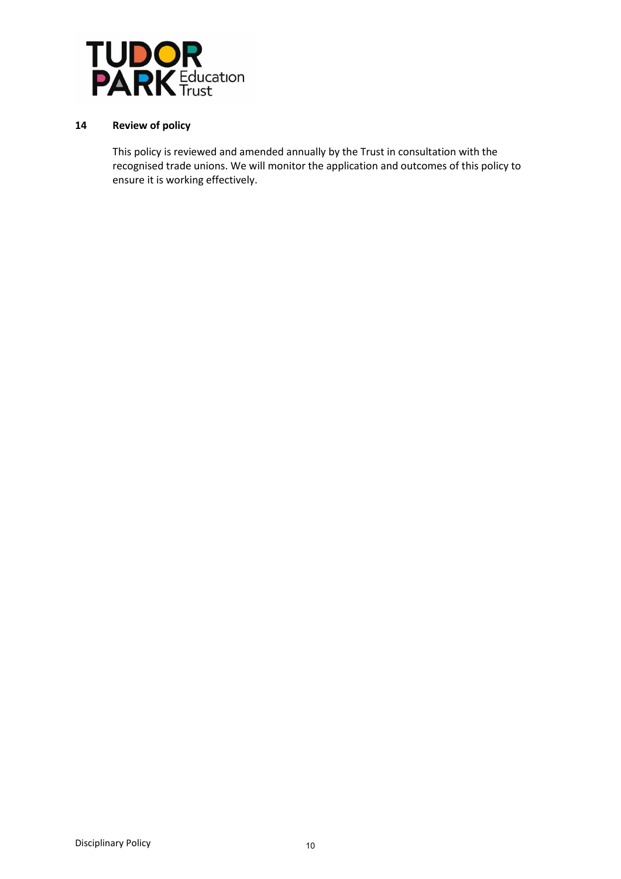## 14 Review of policy

This policy is reviewed and amended annually by the Trust in consultation with the recognised trade unions. We will monitor the application and outcomes of this policy to ensure it is working effectively.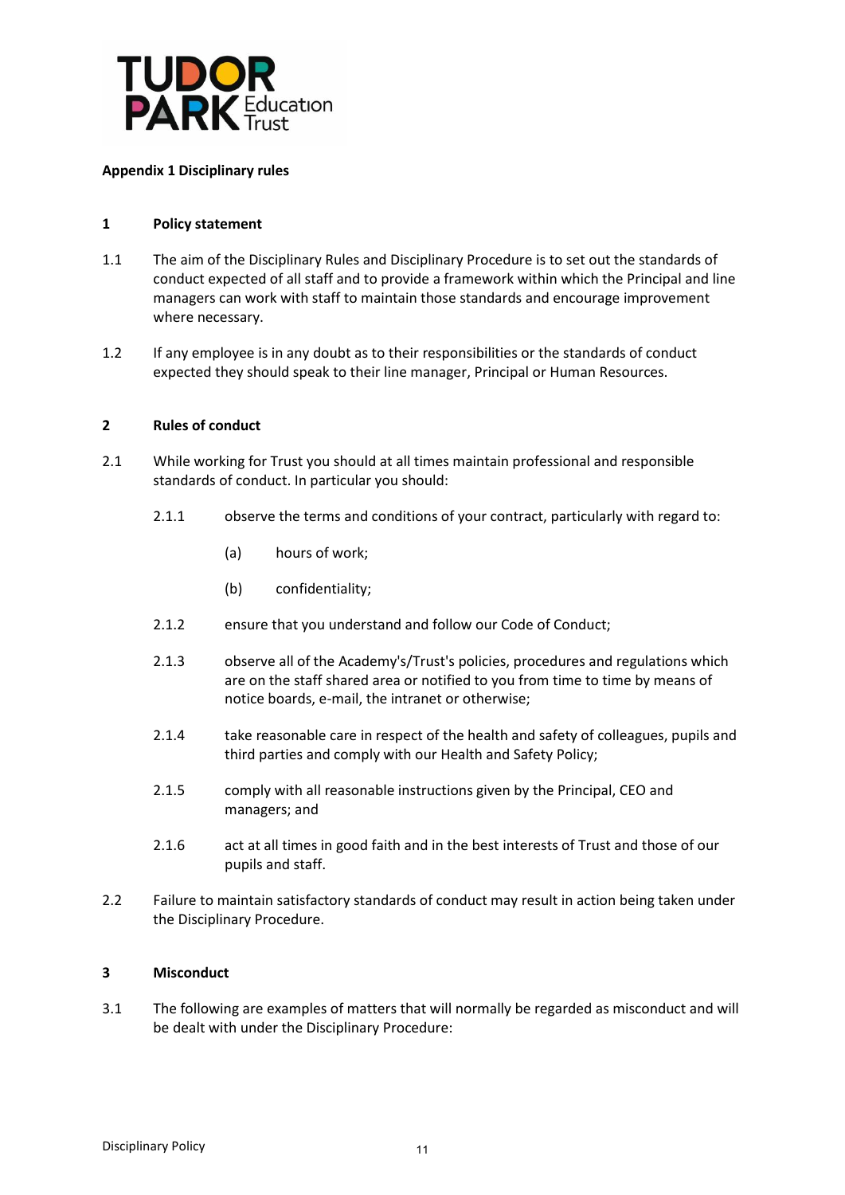**Appendix 1 Disciplinary rules**

**1 Policy statement**

1.1 The aim of the Disciplinary Rules and Disciplinary Procedure is to set out the standards of conduct expected of all staff and to provide a framework within which the Principal and line managers can work with staff to maintain those standards and encourage improvement where necessary.

1.2 If any employee is in any doubt as to their responsibilities or the standards of conduct expected they should speak to their line manager, Principal or Human Resources.

**2 Rules of conduct**

2.1 While working for Trust you should at all times maintain professional and responsible standards of conduct. In particular you should:

2.1.1 observe the terms and conditions of your contract, particularly with regard to:

(a) hours of work;

(b) confidentiality;

2.1.2 ensure that you understand and follow our Code of Conduct;

2.1.3 observe all of the Academy's/Trust's policies, procedures and regulations which are on the staff shared area or notified to you from time to time by means of notice boards, e-mail, the intranet or otherwise;

2.1.4 take reasonable care in respect of the health and safety of colleagues, pupils and third parties and comply with our Health and Safety Policy;

2.1.5 comply with all reasonable instructions given by the Principal, CEO and managers; and

2.1.6 act at all times in good faith and in the best interests of Trust and those of our pupils and staff.

2.2 Failure to maintain satisfactory standards of conduct may result in action being taken under the Disciplinary Procedure.

**3 Misconduct**

3.1 The following are examples of matters that will normally be regarded as misconduct and will be dealt with under the Disciplinary Procedure: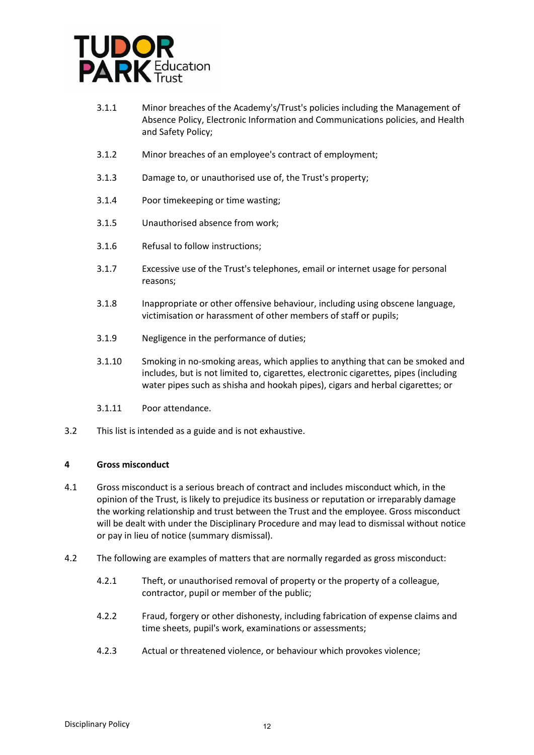3.1.1 Minor breaches of the Academy's/Trust's policies including the Management of Absence Policy, Electronic Information and Communications policies, and Health and Safety Policy;

3.1.2 Minor breaches of an employee's contract of employment;

3.1.3 Damage to, or unauthorised use of, the Trust's property;

3.1.4 Poor timekeeping or time wasting;

3.1.5 Unauthorised absence from work;

3.1.6 Refusal to follow instructions;

3.1.7 Excessive use of the Trust's telephones, email or internet usage for personal reasons;

3.1.8 Inappropriate or other offensive behaviour, including using obscene language, victimisation or harassment of other members of staff or pupils;

3.1.9 Negligence in the performance of duties;

3.1.10 Smoking in no-smoking areas, which applies to anything that can be smoked and includes, but is not limited to, cigarettes, electronic cigarettes, pipes (including water pipes such as shisha and hookah pipes), cigars and herbal cigarettes; or

3.1.11 Poor attendance.

3.2 This list is intended as a guide and is not exhaustive.

## 4 Gross misconduct

4.1 Gross misconduct is a serious breach of contract and includes misconduct which, in the opinion of the Trust, is likely to prejudice its business or reputation or irreparably damage the working relationship and trust between the Trust and the employee. Gross misconduct will be dealt with under the Disciplinary Procedure and may lead to dismissal without notice or pay in lieu of notice (summary dismissal).

4.2 The following are examples of matters that are normally regarded as gross misconduct:

4.2.1 Theft, or unauthorised removal of property or the property of a colleague, contractor, pupil or member of the public;

4.2.2 Fraud, forgery or other dishonesty, including fabrication of expense claims and time sheets, pupil's work, examinations or assessments;

4.2.3 Actual or threatened violence, or behaviour which provokes violence;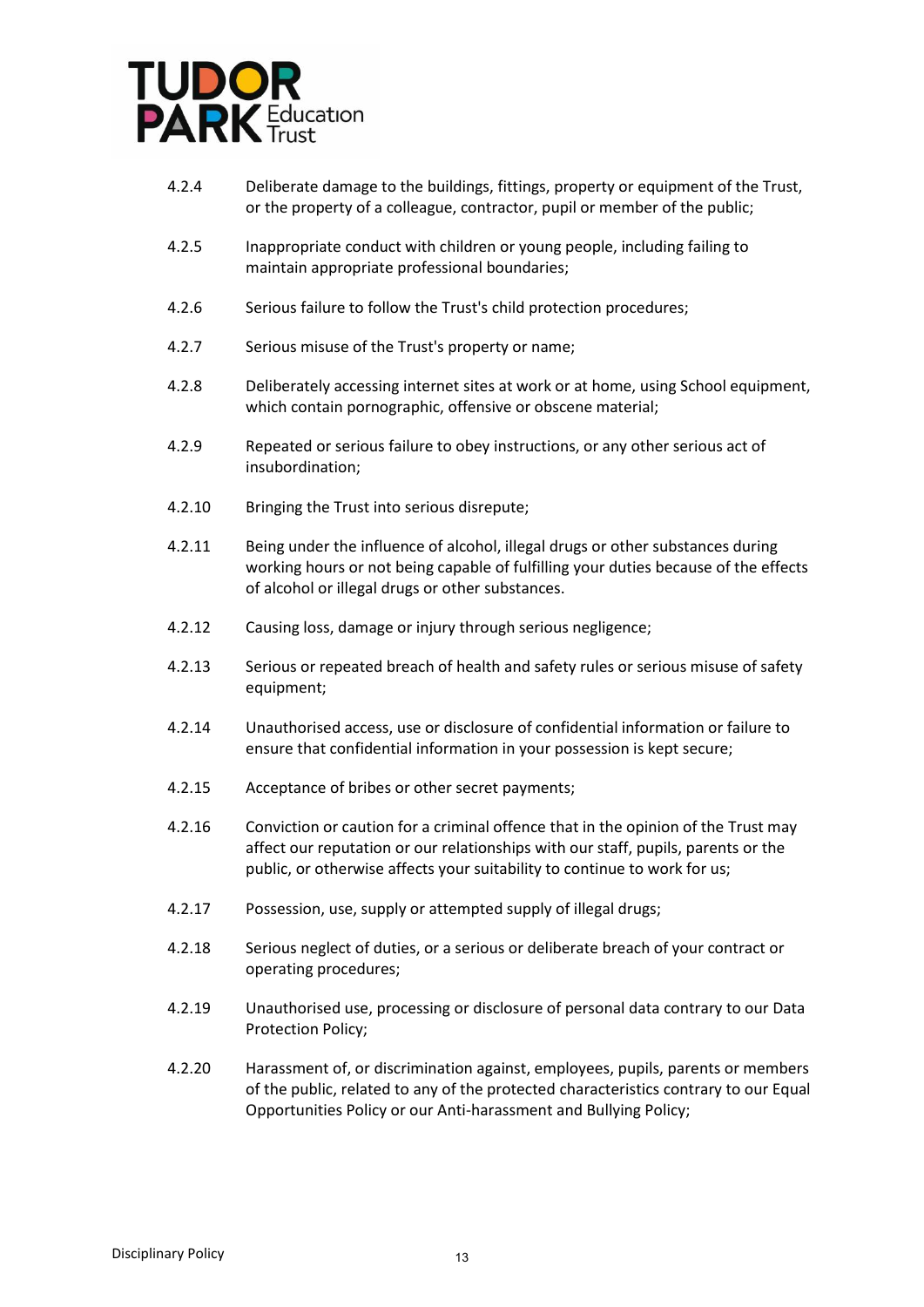4.2.4 Deliberate damage to the buildings, fittings, property or equipment of the Trust, or the property of a colleague, contractor, pupil or member of the public;

4.2.5 Inappropriate conduct with children or young people, including failing to maintain appropriate professional boundaries;

4.2.6 Serious failure to follow the Trust's child protection procedures;

4.2.7 Serious misuse of the Trust's property or name;

4.2.8 Deliberately accessing internet sites at work or at home, using School equipment, which contain pornographic, offensive or obscene material;

4.2.9 Repeated or serious failure to obey instructions, or any other serious act of insubordination;

4.2.10 Bringing the Trust into serious disrepute;

4.2.11 Being under the influence of alcohol, illegal drugs or other substances during working hours or not being capable of fulfilling your duties because of the effects of alcohol or illegal drugs or other substances.

4.2.12 Causing loss, damage or injury through serious negligence;

4.2.13 Serious or repeated breach of health and safety rules or serious misuse of safety equipment;

4.2.14 Unauthorised access, use or disclosure of confidential information or failure to ensure that confidential information in your possession is kept secure;

4.2.15 Acceptance of bribes or other secret payments;

4.2.16 Conviction or caution for a criminal offence that in the opinion of the Trust may affect our reputation or our relationships with our staff, pupils, parents or the public, or otherwise affects your suitability to continue to work for us;

4.2.17 Possession, use, supply or attempted supply of illegal drugs;

4.2.18 Serious neglect of duties, or a serious or deliberate breach of your contract or operating procedures;

4.2.19 Unauthorised use, processing or disclosure of personal data contrary to our Data Protection Policy;

4.2.20 Harassment of, or discrimination against, employees, pupils, parents or members of the public, related to any of the protected characteristics contrary to our Equal Opportunities Policy or our Anti-harassment and Bullying Policy;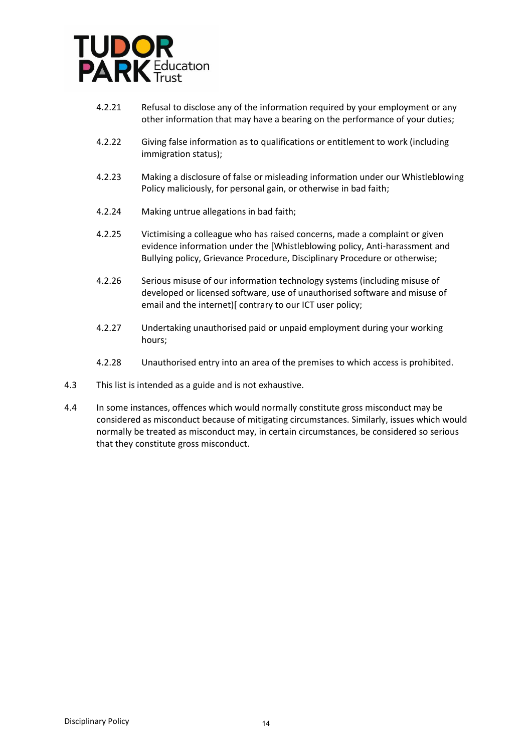4.2.21 Refusal to disclose any of the information required by your employment or any other information that may have a bearing on the performance of your duties;

4.2.22 Giving false information as to qualifications or entitlement to work (including immigration status);

4.2.23 Making a disclosure of false or misleading information under our Whistleblowing Policy maliciously, for personal gain, or otherwise in bad faith;

4.2.24 Making untrue allegations in bad faith;

4.2.25 Victimising a colleague who has raised concerns, made a complaint or given evidence information under the [Whistleblowing policy, Anti-harassment and Bullying policy, Grievance Procedure, Disciplinary Procedure or otherwise;

4.2.26 Serious misuse of our information technology systems (including misuse of developed or licensed software, use of unauthorised software and misuse of email and the internet)[ contrary to our ICT user policy;

4.2.27 Undertaking unauthorised paid or unpaid employment during your working hours;

4.2.28 Unauthorised entry into an area of the premises to which access is prohibited.

4.3 This list is intended as a guide and is not exhaustive.

4.4 In some instances, offences which would normally constitute gross misconduct may be considered as misconduct because of mitigating circumstances. Similarly, issues which would normally be treated as misconduct may, in certain circumstances, be considered so serious that they constitute gross misconduct.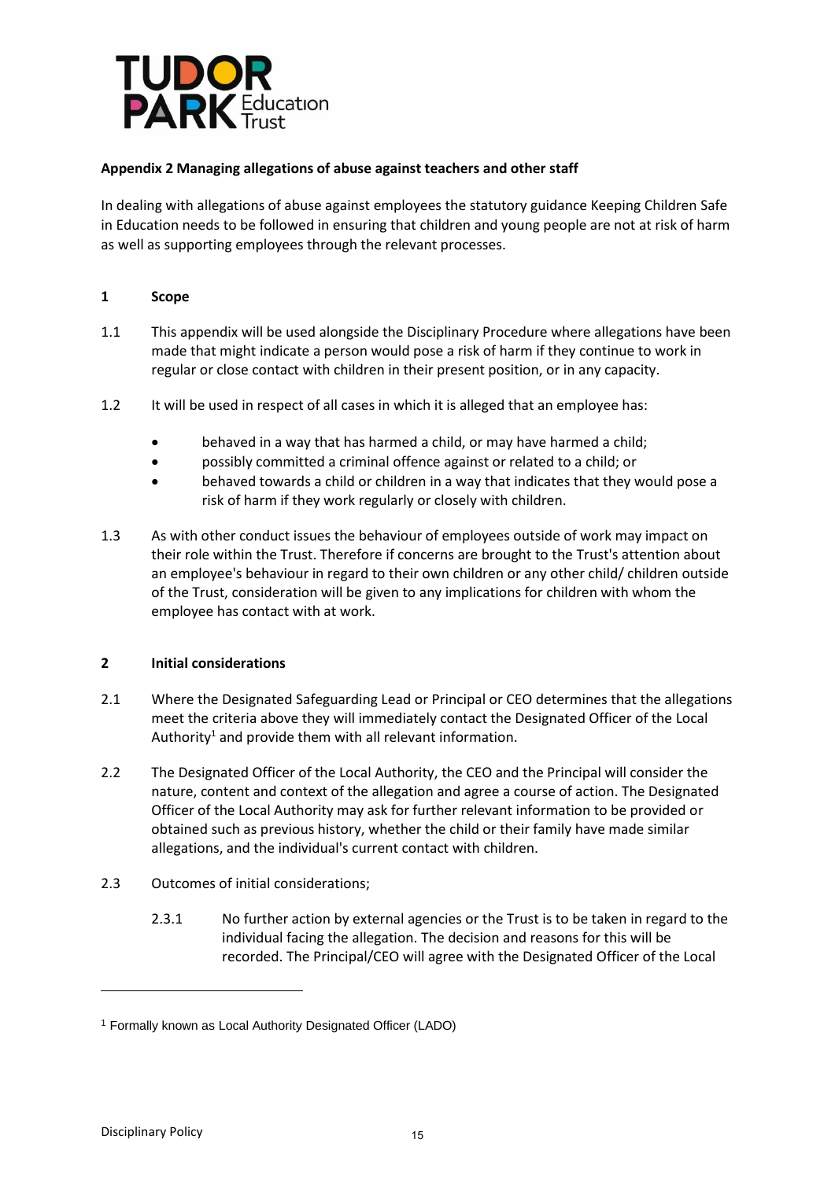**Appendix 2 Managing allegations of abuse against teachers and other staff**

In dealing with allegations of abuse against employees the statutory guidance Keeping Children Safe in Education needs to be followed in ensuring that children and young people are not at risk of harm as well as supporting employees through the relevant processes.

**1 Scope**

1.1 This appendix will be used alongside the Disciplinary Procedure where allegations have been made that might indicate a person would pose a risk of harm if they continue to work in regular or close contact with children in their present position, or in any capacity.

1.2 It will be used in respect of all cases in which it is alleged that an employee has:

- behaved in a way that has harmed a child, or may have harmed a child;
- possibly committed a criminal offence against or related to a child; or
- behaved towards a child or children in a way that indicates that they would pose a risk of harm if they work regularly or closely with children.

1.3 As with other conduct issues the behaviour of employees outside of work may impact on their role within the Trust. Therefore if concerns are brought to the Trust's attention about an employee's behaviour in regard to their own children or any other child/ children outside of the Trust, consideration will be given to any implications for children with whom the employee has contact with at work.

**2 Initial considerations**

2.1 Where the Designated Safeguarding Lead or Principal or CEO determines that the allegations meet the criteria above they will immediately contact the Designated Officer of the Local Authority[1] and provide them with all relevant information.

2.2 The Designated Officer of the Local Authority, the CEO and the Principal will consider the nature, content and context of the allegation and agree a course of action. The Designated Officer of the Local Authority may ask for further relevant information to be provided or obtained such as previous history, whether the child or their family have made similar allegations, and the individual's current contact with children.

2.3 Outcomes of initial considerations;

2.3.1 No further action by external agencies or the Trust is to be taken in regard to the individual facing the allegation. The decision and reasons for this will be recorded. The Principal/CEO will agree with the Designated Officer of the Local

---

[1] Formally known as Local Authority Designated Officer (LADO)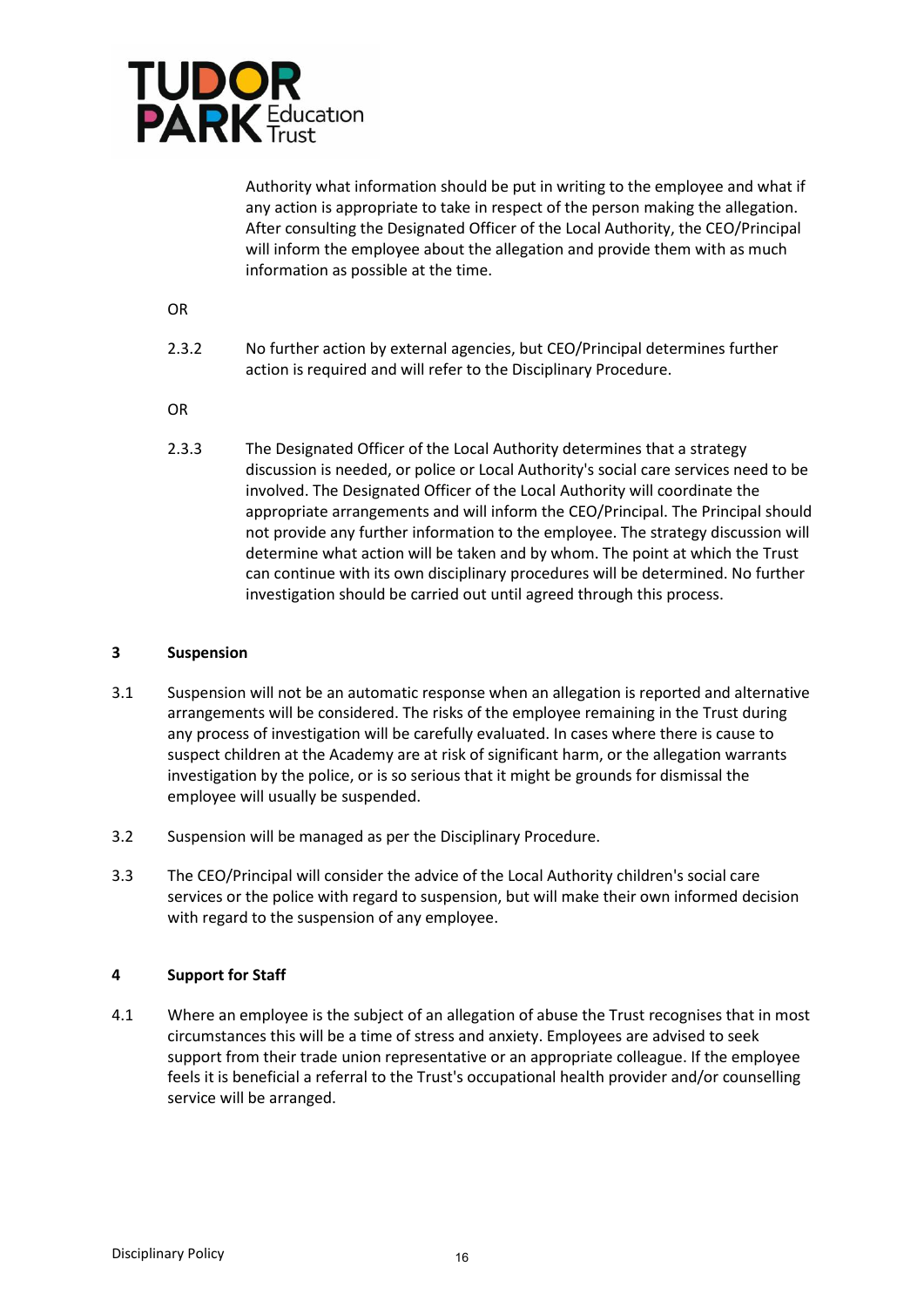Authority what information should be put in writing to the employee and what if any action is appropriate to take in respect of the person making the allegation. After consulting the Designated Officer of the Local Authority, the CEO/Principal will inform the employee about the allegation and provide them with as much information as possible at the time.

OR

2.3.2 No further action by external agencies, but CEO/Principal determines further action is required and will refer to the Disciplinary Procedure.

OR

2.3.3 The Designated Officer of the Local Authority determines that a strategy discussion is needed, or police or Local Authority's social care services need to be involved. The Designated Officer of the Local Authority will coordinate the appropriate arrangements and will inform the CEO/Principal. The Principal should not provide any further information to the employee. The strategy discussion will determine what action will be taken and by whom. The point at which the Trust can continue with its own disciplinary procedures will be determined. No further investigation should be carried out until agreed through this process.

## 3 Suspension

3.1 Suspension will not be an automatic response when an allegation is reported and alternative arrangements will be considered. The risks of the employee remaining in the Trust during any process of investigation will be carefully evaluated. In cases where there is cause to suspect children at the Academy are at risk of significant harm, or the allegation warrants investigation by the police, or is so serious that it might be grounds for dismissal the employee will usually be suspended.

3.2 Suspension will be managed as per the Disciplinary Procedure.

3.3 The CEO/Principal will consider the advice of the Local Authority children's social care services or the police with regard to suspension, but will make their own informed decision with regard to the suspension of any employee.

## 4 Support for Staff

4.1 Where an employee is the subject of an allegation of abuse the Trust recognises that in most circumstances this will be a time of stress and anxiety. Employees are advised to seek support from their trade union representative or an appropriate colleague. If the employee feels it is beneficial a referral to the Trust's occupational health provider and/or counselling service will be arranged.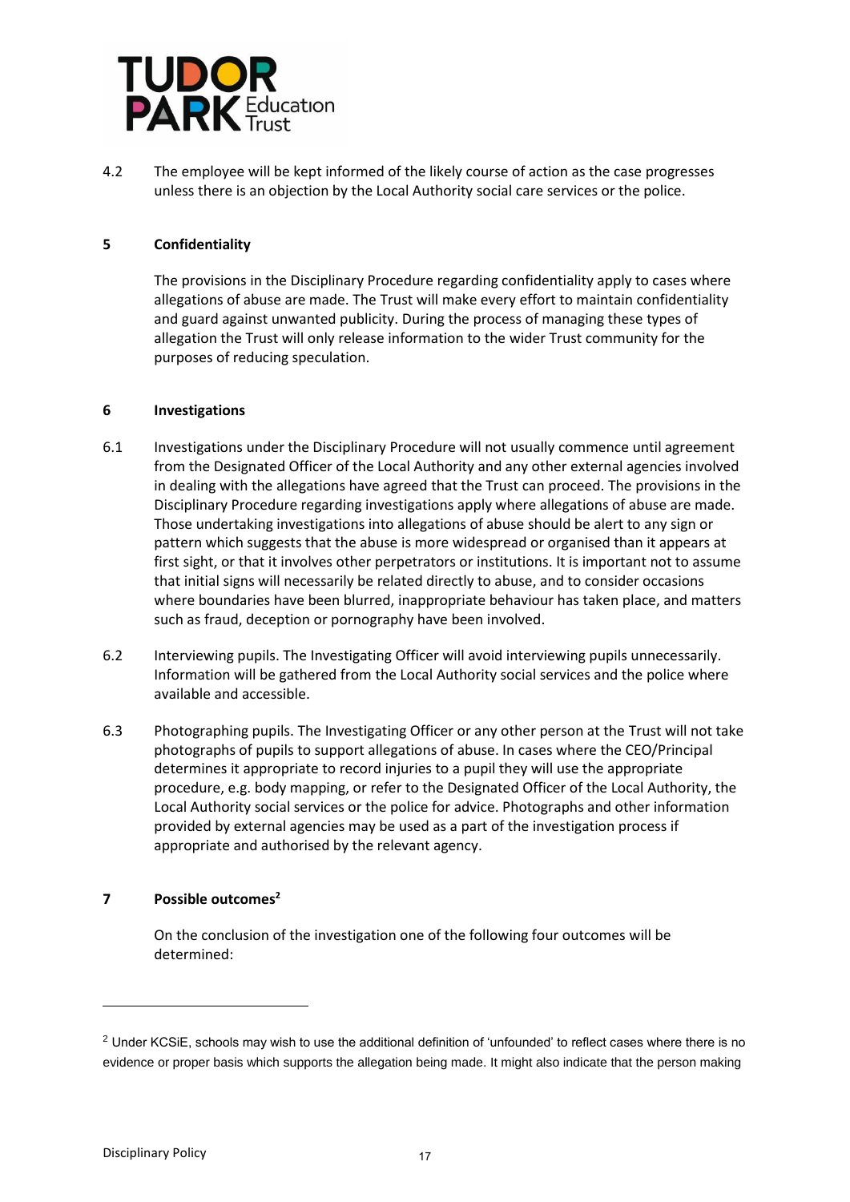4.2 The employee will be kept informed of the likely course of action as the case progresses unless there is an objection by the Local Authority social care services or the police.

## 5 Confidentiality

The provisions in the Disciplinary Procedure regarding confidentiality apply to cases where allegations of abuse are made. The Trust will make every effort to maintain confidentiality and guard against unwanted publicity. During the process of managing these types of allegation the Trust will only release information to the wider Trust community for the purposes of reducing speculation.

## 6 Investigations

6.1 Investigations under the Disciplinary Procedure will not usually commence until agreement from the Designated Officer of the Local Authority and any other external agencies involved in dealing with the allegations have agreed that the Trust can proceed. The provisions in the Disciplinary Procedure regarding investigations apply where allegations of abuse are made. Those undertaking investigations into allegations of abuse should be alert to any sign or pattern which suggests that the abuse is more widespread or organised than it appears at first sight, or that it involves other perpetrators or institutions. It is important not to assume that initial signs will necessarily be related directly to abuse, and to consider occasions where boundaries have been blurred, inappropriate behaviour has taken place, and matters such as fraud, deception or pornography have been involved.

6.2 Interviewing pupils. The Investigating Officer will avoid interviewing pupils unnecessarily. Information will be gathered from the Local Authority social services and the police where available and accessible.

6.3 Photographing pupils. The Investigating Officer or any other person at the Trust will not take photographs of pupils to support allegations of abuse. In cases where the CEO/Principal determines it appropriate to record injuries to a pupil they will use the appropriate procedure, e.g. body mapping, or refer to the Designated Officer of the Local Authority, the Local Authority social services or the police for advice. Photographs and other information provided by external agencies may be used as a part of the investigation process if appropriate and authorised by the relevant agency.

## 7 Possible outcomes[2]

On the conclusion of the investigation one of the following four outcomes will be determined:

---

[2] Under KCSiE, schools may wish to use the additional definition of 'unfounded' to reflect cases where there is no evidence or proper basis which supports the allegation being made. It might also indicate that the person making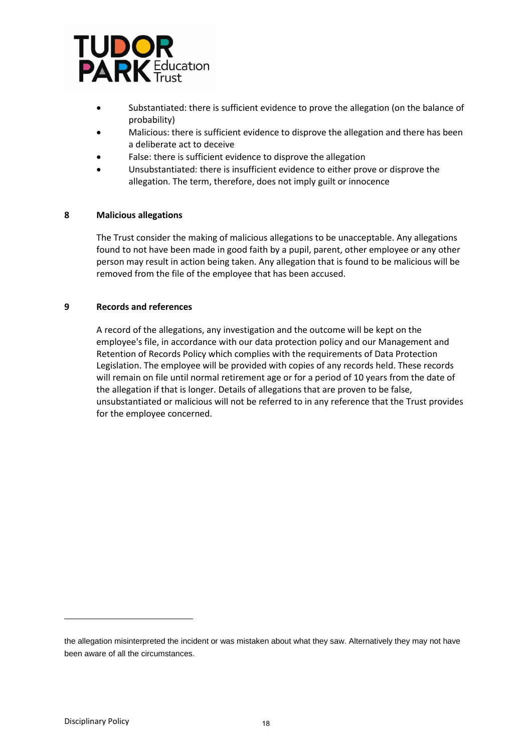- Substantiated: there is sufficient evidence to prove the allegation (on the balance of probability)
- Malicious: there is sufficient evidence to disprove the allegation and there has been a deliberate act to deceive
- False: there is sufficient evidence to disprove the allegation
- Unsubstantiated: there is insufficient evidence to either prove or disprove the allegation. The term, therefore, does not imply guilt or innocence

## 8 Malicious allegations

The Trust consider the making of malicious allegations to be unacceptable. Any allegations found to not have been made in good faith by a pupil, parent, other employee or any other person may result in action being taken. Any allegation that is found to be malicious will be removed from the file of the employee that has been accused.

## 9 Records and references

A record of the allegations, any investigation and the outcome will be kept on the employee's file, in accordance with our data protection policy and our Management and Retention of Records Policy which complies with the requirements of Data Protection Legislation. The employee will be provided with copies of any records held. These records will remain on file until normal retirement age or for a period of 10 years from the date of the allegation if that is longer. Details of allegations that are proven to be false, unsubstantiated or malicious will not be referred to in any reference that the Trust provides for the employee concerned.

---

the allegation misinterpreted the incident or was mistaken about what they saw. Alternatively they may not have been aware of all the circumstances.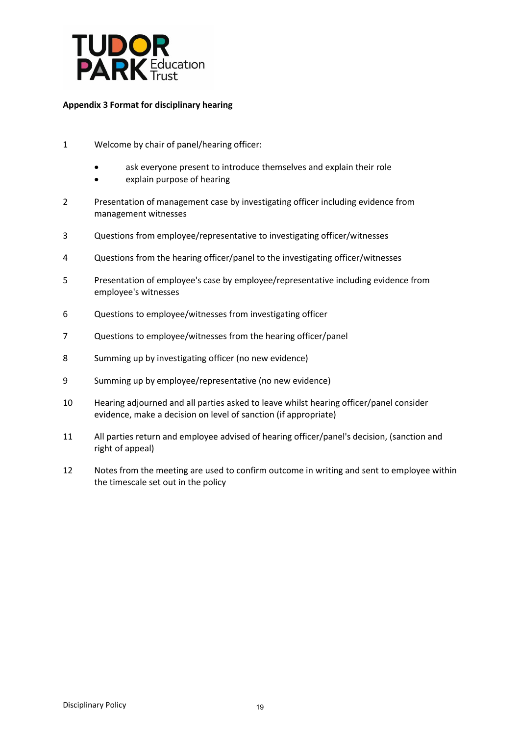**Appendix 3 Format for disciplinary hearing**

1. Welcome by chair of panel/hearing officer:
   - ask everyone present to introduce themselves and explain their role
   - explain purpose of hearing
2. Presentation of management case by investigating officer including evidence from management witnesses
3. Questions from employee/representative to investigating officer/witnesses
4. Questions from the hearing officer/panel to the investigating officer/witnesses
5. Presentation of employee's case by employee/representative including evidence from employee's witnesses
6. Questions to employee/witnesses from investigating officer
7. Questions to employee/witnesses from the hearing officer/panel
8. Summing up by investigating officer (no new evidence)
9. Summing up by employee/representative (no new evidence)
10. Hearing adjourned and all parties asked to leave whilst hearing officer/panel consider evidence, make a decision on level of sanction (if appropriate)
11. All parties return and employee advised of hearing officer/panel's decision, (sanction and right of appeal)
12. Notes from the meeting are used to confirm outcome in writing and sent to employee within the timescale set out in the policy